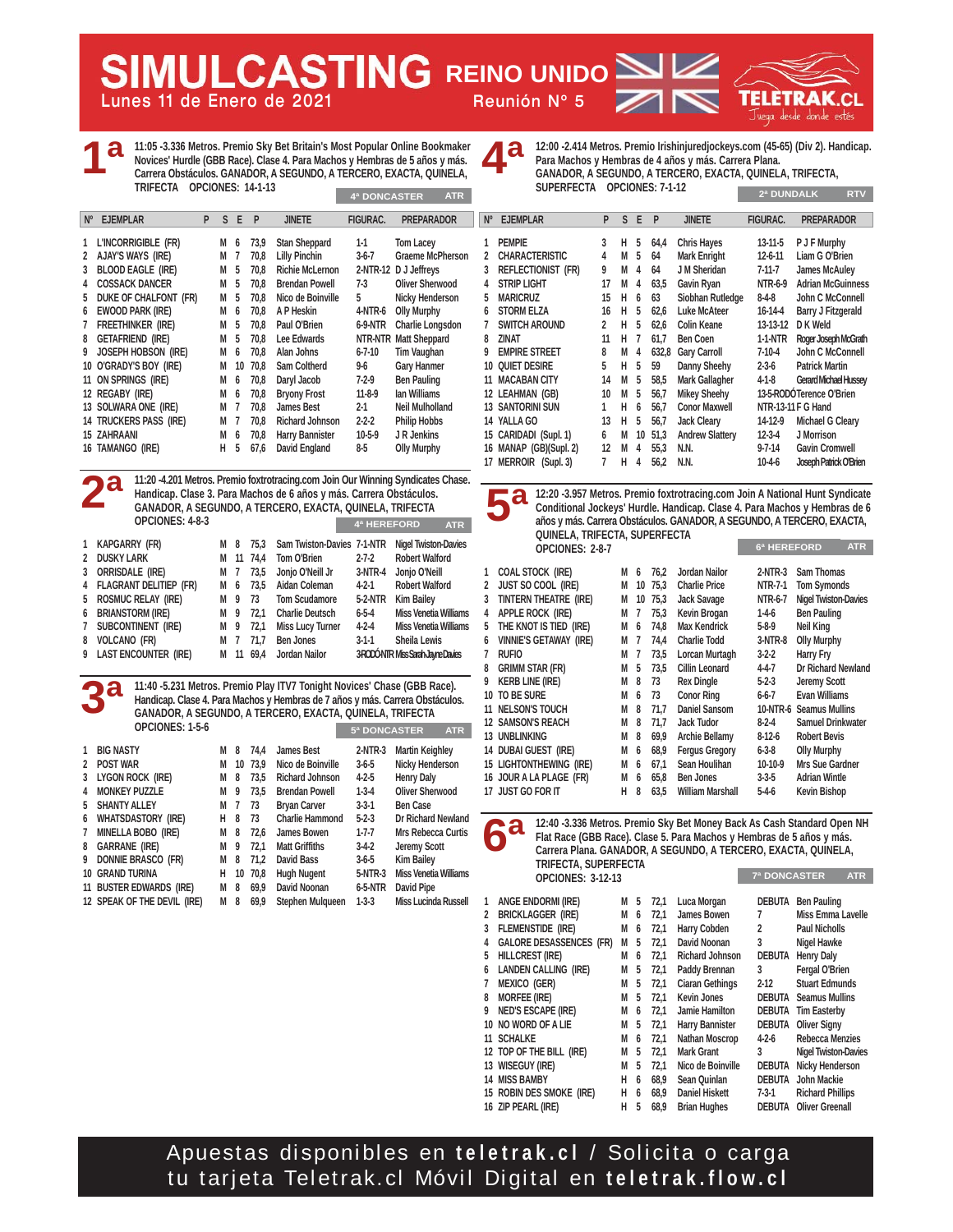# SIMULCASTING REINO UNIDO

Lunes 11 de Enero de 2021

Reunión N° 5

TELETRAK.CL

## 1ª

11:05 -3.336 Metros. Premio Sky Bet Britain's Most Popular Online Bookmaker Novices' Hurdle (GBB Race). Clase 4. Para Machos y Hembras de 5 años y más. Carrera Obstáculos. GANADOR, A SEGUNDO, A TERCERO, EXACTA, QUINELA, TRIFECTA OPCIONES: 14-1-13

4ª DONCASTER — ATR

| Nº | EJEMPLAR | P | S | E | P | JINETE | FIGURAC. | PREPARADOR |
|---|---|---|---|---|---|---|---|---|
| 1 | L'INCORRIGIBLE (FR) | | M | 6 | 73,9 | Stan Sheppard | 1-1 | Tom Lacey |
| 2 | AJAY'S WAYS (IRE) | | M | 7 | 70,8 | Lilly Pinchin | 3-6-7 | Graeme McPherson |
| 3 | BLOOD EAGLE (IRE) | | M | 5 | 70,8 | Richie McLernon | 2-NTR-12 | D J Jeffreys |
| 4 | COSSACK DANCER | | M | 5 | 70,8 | Brendan Powell | 7-3 | Oliver Sherwood |
| 5 | DUKE OF CHALFONT (FR) | | M | 5 | 70,8 | Nico de Boinville | 5 | Nicky Henderson |
| 6 | EWOOD PARK (IRE) | | M | 6 | 70,8 | A P Heskin | 4-NTR-6 | Olly Murphy |
| 7 | FREETHINKER (IRE) | | M | 5 | 70,8 | Paul O'Brien | 6-9-NTR | Charlie Longsdon |
| 8 | GETAFRIEND (IRE) | | M | 5 | 70,8 | Lee Edwards | NTR-NTR | Matt Sheppard |
| 9 | JOSEPH HOBSON (IRE) | | M | 6 | 70,8 | Alan Johns | 6-7-10 | Tim Vaughan |
| 10 | O'GRADY'S BOY (IRE) | | M | 10 | 70,8 | Sam Coltherd | 9-6 | Gary Hanmer |
| 11 | ON SPRINGS (IRE) | | M | 6 | 70,8 | Daryl Jacob | 7-2-9 | Ben Pauling |
| 12 | REGABY (IRE) | | M | 6 | 70,8 | Bryony Frost | 11-8-9 | Ian Williams |
| 13 | SOLWARA ONE (IRE) | | M | 7 | 70,8 | James Best | 2-1 | Neil Mulholland |
| 14 | TRUCKERS PASS (IRE) | | M | 7 | 70,8 | Richard Johnson | 2-2-2 | Philip Hobbs |
| 15 | ZAHRAANI | | M | 6 | 70,8 | Harry Bannister | 10-5-9 | J R Jenkins |
| 16 | TAMANGO (IRE) | | H | 5 | 67,6 | David England | 8-5 | Olly Murphy |

## 2ª

11:20 -4.201 Metros. Premio foxtrotracing.com Join Our Winning Syndicates Chase. Handicap. Clase 3. Para Machos de 6 años y más. Carrera Obstáculos. GANADOR, A SEGUNDO, A TERCERO, EXACTA, QUINELA, TRIFECTA OPCIONES: 4-8-3

4ª HEREFORD — ATR

| Nº | EJEMPLAR | P | S | E | P | JINETE | FIGURAC. | PREPARADOR |
|---|---|---|---|---|---|---|---|---|
| 1 | KAPGARRY (FR) | | M | 8 | 75,3 | Sam Twiston-Davies | 7-1-NTR | Nigel Twiston-Davies |
| 2 | DUSKY LARK | | M | 11 | 74,4 | Tom O'Brien | 2-7-2 | Robert Walford |
| 3 | ORRISDALE (IRE) | | M | 7 | 73,5 | Jonjo O'Neill Jr | 3-NTR-4 | Jonjo O'Neill |
| 4 | FLAGRANT DELITIEP (FR) | | M | 6 | 73,5 | Aidan Coleman | 4-2-1 | Robert Walford |
| 5 | ROSMUC RELAY (IRE) | | M | 9 | 73 | Tom Scudamore | 5-2-NTR | Kim Bailey |
| 6 | BRIANSTORM (IRE) | | M | 9 | 72,1 | Charlie Deutsch | 6-5-4 | Miss Venetia Williams |
| 7 | SUBCONTINENT (IRE) | | M | 9 | 72,1 | Miss Lucy Turner | 4-2-4 | Miss Venetia Williams |
| 8 | VOLCANO (FR) | | M | 7 | 71,7 | Ben Jones | 3-1-1 | Sheila Lewis |
| 9 | LAST ENCOUNTER (IRE) | | M | 11 | 69,4 | Jordan Nailor | 3-RODÓ-NTR | Miss Sarah-Jayne Davies |

## 3ª

11:40 -5.231 Metros. Premio Play ITV7 Tonight Novices' Chase (GBB Race). Handicap. Clase 4. Para Machos y Hembras de 7 años y más. Carrera Obstáculos. GANADOR, A SEGUNDO, A TERCERO, EXACTA, QUINELA, TRIFECTA OPCIONES: 1-5-6

5ª DONCASTER — ATR

| Nº | EJEMPLAR | P | S | E | P | JINETE | FIGURAC. | PREPARADOR |
|---|---|---|---|---|---|---|---|---|
| 1 | BIG NASTY | | M | 8 | 74,4 | James Best | 2-NTR-3 | Martin Keighley |
| 2 | POST WAR | | M | 10 | 73,9 | Nico de Boinville | 3-6-5 | Nicky Henderson |
| 3 | LYGON ROCK (IRE) | | M | 8 | 73,5 | Richard Johnson | 4-2-5 | Henry Daly |
| 4 | MONKEY PUZZLE | | M | 9 | 73,5 | Brendan Powell | 1-3-4 | Oliver Sherwood |
| 5 | SHANTY ALLEY | | M | 7 | 73 | Bryan Carver | 3-3-1 | Ben Case |
| 6 | WHATSDASTORY (IRE) | | H | 8 | 73 | Charlie Hammond | 5-2-3 | Dr Richard Newland |
| 7 | MINELLA BOBO (IRE) | | M | 8 | 72,6 | James Bowen | 1-7-7 | Mrs Rebecca Curtis |
| 8 | GARRANE (IRE) | | M | 9 | 72,1 | Matt Griffiths | 3-4-2 | Jeremy Scott |
| 9 | DONNIE BRASCO (FR) | | M | 8 | 71,2 | David Bass | 3-6-5 | Kim Bailey |
| 10 | GRAND TURINA | | H | 10 | 70,8 | Hugh Nugent | 5-NTR-3 | Miss Venetia Williams |
| 11 | BUSTER EDWARDS (IRE) | | M | 8 | 69,9 | David Noonan | 6-5-NTR | David Pipe |
| 12 | SPEAK OF THE DEVIL (IRE) | | M | 8 | 69,9 | Stephen Mulqueen | 1-3-3 | Miss Lucinda Russell |

## 4ª

12:00 -2.414 Metros. Premio Irishinjuredjockeys.com (45-65) (Div 2). Handicap. Para Machos y Hembras de 4 años y más. Carrera Plana. GANADOR, A SEGUNDO, A TERCERO, EXACTA, QUINELA, TRIFECTA, SUPERFECTA OPCIONES: 7-1-12

2ª DUNDALK — RTV

| Nº | EJEMPLAR | P | S | E | P | JINETE | FIGURAC. | PREPARADOR |
|---|---|---|---|---|---|---|---|---|
| 1 | PEMPIE | 3 | H | 5 | 64,4 | Chris Hayes | 13-11-5 | P J F Murphy |
| 2 | CHARACTERISTIC | 4 | M | 5 | 64 | Mark Enright | 12-6-11 | Liam G O'Brien |
| 3 | REFLECTIONIST (FR) | 9 | M | 4 | 64 | J M Sheridan | 7-11-7 | James McAuley |
| 4 | STRIP LIGHT | 17 | M | 4 | 63,5 | Gavin Ryan | NTR-6-9 | Adrian McGuinness |
| 5 | MARICRUZ | 15 | H | 6 | 63 | Siobhan Rutledge | 8-4-8 | John C McConnell |
| 6 | STORM ELZA | 16 | H | 5 | 62,6 | Luke McAteer | 16-14-4 | Barry J Fitzgerald |
| 7 | SWITCH AROUND | 2 | H | 5 | 62,6 | Colin Keane | 13-13-12 | D K Weld |
| 8 | ZINAT | 11 | H | 7 | 61,7 | Ben Coen | 1-1-NTR | Roger Joseph McGrath |
| 9 | EMPIRE STREET | 8 | M | 4 | 632,8 | Gary Carroll | 7-10-4 | John C McConnell |
| 10 | QUIET DESIRE | 5 | H | 5 | 59 | Danny Sheehy | 2-3-6 | Patrick Martin |
| 11 | MACABAN CITY | 14 | M | 5 | 58,5 | Mark Gallagher | 4-1-8 | Gerard Michael Hussey |
| 12 | LEAHMAN (GB) | 10 | M | 5 | 56,7 | Mikey Sheehy | 13-5-RODÓ | Terence O'Brien |
| 13 | SANTORINI SUN | 1 | H | 6 | 56,7 | Conor Maxwell | NTR-13-11 | F G Hand |
| 14 | YALLA GO | 13 | H | 5 | 56,7 | Jack Cleary | 14-12-9 | Michael G Cleary |
| 15 | CARIDADI (Supl. 1) | 6 | M | 10 | 51,3 | Andrew Slattery | 12-3-4 | J Morrison |
| 16 | MANAP (GB)(Supl. 2) | 12 | M | 4 | 55,3 | N.N. | 9-7-14 | Gavin Cromwell |
| 17 | MERROIR (Supl. 3) | 7 | H | 4 | 56,2 | N.N. | 10-4-6 | Joseph Patrick O'Brien |

## 5ª

12:20 -3.957 Metros. Premio foxtrotracing.com Join A National Hunt Syndicate Conditional Jockeys' Hurdle. Handicap. Clase 4. Para Machos de 6 años y más. Carrera Obstáculos. GANADOR, A SEGUNDO, A TERCERO, EXACTA, QUINELA, TRIFECTA, SUPERFECTA OPCIONES: 2-8-7

6ª HEREFORD — ATR

| Nº | EJEMPLAR | P | S | E | P | JINETE | FIGURAC. | PREPARADOR |
|---|---|---|---|---|---|---|---|---|
| 1 | COAL STOCK (IRE) | | M | 6 | 76,2 | Jordan Nailor | 2-NTR-3 | Sam Thomas |
| 2 | JUST SO COOL (IRE) | | M | 10 | 75,3 | Charlie Price | NTR-7-1 | Tom Symonds |
| 3 | TINTERN THEATRE (IRE) | | M | 10 | 75,3 | Jack Savage | NTR-6-7 | Nigel Twiston-Davies |
| 4 | APPLE ROCK (IRE) | | M | 7 | 75,3 | Kevin Brogan | 1-4-6 | Ben Pauling |
| 5 | THE KNOT IS TIED (IRE) | | M | 6 | 74,8 | Max Kendrick | 5-8-9 | Neil King |
| 6 | VINNIE'S GETAWAY (IRE) | | M | 7 | 74,4 | Charlie Todd | 3-NTR-8 | Olly Murphy |
| 7 | RUFIO | | M | 7 | 73,5 | Lorcan Murtagh | 3-2-2 | Harry Fry |
| 8 | GRIMM STAR (FR) | | M | 5 | 73,5 | Cillin Leonard | 4-4-7 | Dr Richard Newland |
| 9 | KERB LINE (IRE) | | M | 8 | 73 | Rex Dingle | 5-2-3 | Jeremy Scott |
| 10 | TO BE SURE | | M | 6 | 73 | Conor Ring | 6-6-7 | Evan Williams |
| 11 | NELSON'S TOUCH | | M | 8 | 71,7 | Daniel Sansom | 10-NTR-6 | Seamus Mullins |
| 12 | SAMSON'S REACH | | M | 8 | 71,7 | Jack Tudor | 8-2-4 | Samuel Drinkwater |
| 13 | UNBLINKING | | M | 8 | 69,9 | Archie Bellamy | 8-12-6 | Robert Bevis |
| 14 | DUBAI GUEST (IRE) | | M | 6 | 68,9 | Fergus Gregory | 6-3-8 | Olly Murphy |
| 15 | LIGHTONTHEWING (IRE) | | M | 6 | 67,1 | Sean Houlihan | 10-10-9 | Mrs Sue Gardner |
| 16 | JOUR A LA PLAGE (FR) | | M | 6 | 65,8 | Ben Jones | 3-3-5 | Adrian Wintle |
| 17 | JUST GO FOR IT | | H | 8 | 63,5 | William Marshall | 5-4-6 | Kevin Bishop |

## 6ª

12:40 -3.336 Metros. Premio Sky Bet Money Back As Cash Standard Open NH Flat Race (GBB Race). Clase 5. Para Machos y Hembras de 5 años y más. Carrera Plana. GANADOR, A SEGUNDO, A TERCERO, EXACTA, QUINELA, TRIFECTA, SUPERFECTA OPCIONES: 3-12-13

7ª DONCASTER — ATR

| Nº | EJEMPLAR | P | S | E | P | JINETE | FIGURAC. | PREPARADOR |
|---|---|---|---|---|---|---|---|---|
| 1 | ANGE ENDORMI (IRE) | | M | 5 | 72,1 | Luca Morgan | DEBUTA | Ben Pauling |
| 2 | BRICKLAGGER (IRE) | | M | 6 | 72,1 | James Bowen | 7 | Miss Emma Lavelle |
| 3 | FLEMENSTIDE (IRE) | | M | 6 | 72,1 | Harry Cobden | 2 | Paul Nicholls |
| 4 | GALORE DESASSENCES (FR) | | M | 5 | 72,1 | David Noonan | 3 | Nigel Hawke |
| 5 | HILLCREST (IRE) | | M | 6 | 72,1 | Richard Johnson | DEBUTA | Henry Daly |
| 6 | LANDEN CALLING (IRE) | | M | 5 | 72,1 | Paddy Brennan | 3 | Fergal O'Brien |
| 7 | MEXICO (GER) | | M | 5 | 72,1 | Ciaran Gethings | 2-12 | Stuart Edmunds |
| 8 | MORFEE (IRE) | | M | 5 | 72,1 | Kevin Jones | DEBUTA | Seamus Mullins |
| 9 | NED'S ESCAPE (IRE) | | M | 6 | 72,1 | Jamie Hamilton | DEBUTA | Tim Easterby |
| 10 | NO WORD OF A LIE | | M | 5 | 72,1 | Harry Bannister | DEBUTA | Oliver Signy |
| 11 | SCHALKE | | M | 6 | 72,1 | Nathan Moscrop | 4-2-6 | Rebecca Menzies |
| 12 | TOP OF THE BILL (IRE) | | M | 5 | 72,1 | Mark Grant | 3 | Nigel Twiston-Davies |
| 13 | WISEGUY (IRE) | | M | 5 | 72,1 | Nico de Boinville | DEBUTA | Nicky Henderson |
| 14 | MISS BAMBY | | H | 6 | 68,9 | Sean Quinlan | DEBUTA | John Mackie |
| 15 | ROBIN DES SMOKE (IRE) | | H | 6 | 68,9 | Daniel Hiskett | 7-3-1 | Richard Phillips |
| 16 | ZIP PEARL (IRE) | | H | 5 | 68,9 | Brian Hughes | DEBUTA | Oliver Greenall |

Apuestas disponibles en **teletrak.cl** / Solicita o carga tu tarjeta Teletrak.cl Móvil Digital en **teletrak.flow.cl**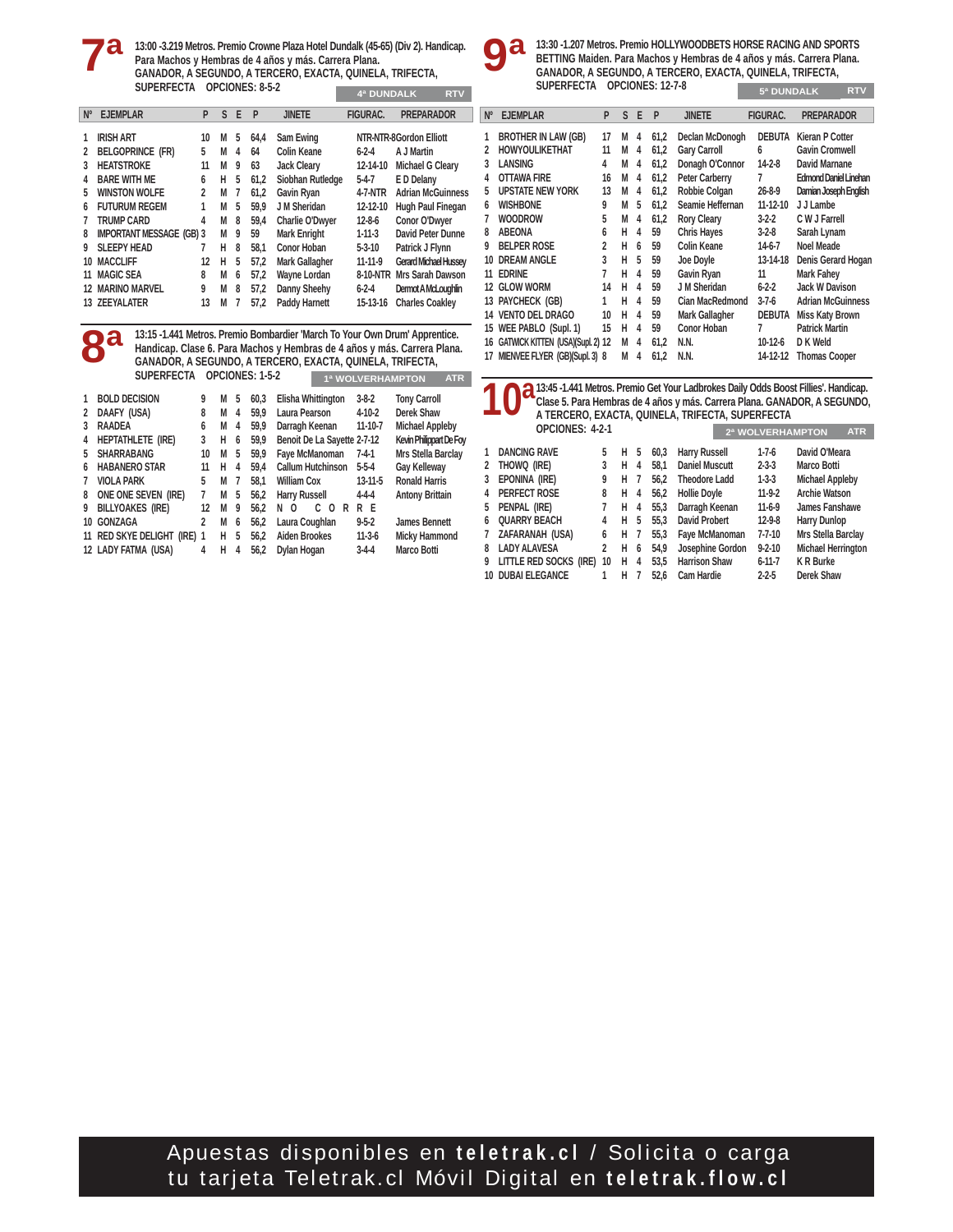## 7ª

**13:00 -3.219 Metros. Premio Crowne Plaza Hotel Dundalk (45-65) (Div 2). Handicap. Para Machos y Hembras de 4 años y más. Carrera Plana. GANADOR, A SEGUNDO, A TERCERO, EXACTA, QUINELA, TRIFECTA, SUPERFECTA OPCIONES: 8-5-2**

4ª DUNDALK RTV

| Nº | EJEMPLAR | P | S | E | P | JINETE | FIGURAC. | PREPARADOR |
|---|---|---|---|---|---|---|---|---|
| 1 | IRISH ART | 10 | M | 5 | 64,4 | Sam Ewing | NTR-NTR-8 | Gordon Elliott |
| 2 | BELGOPRINCE (FR) | 5 | M | 4 | 64 | Colin Keane | 6-2-4 | A J Martin |
| 3 | HEATSTROKE | 11 | M | 9 | 63 | Jack Cleary | 12-14-10 | Michael G Cleary |
| 4 | BARE WITH ME | 6 | H | 5 | 61,2 | Siobhan Rutledge | 5-4-7 | E D Delany |
| 5 | WINSTON WOLFE | 2 | M | 7 | 61,2 | Gavin Ryan | 4-7-NTR | Adrian McGuinness |
| 6 | FUTURUM REGEM | 1 | M | 5 | 59,9 | J M Sheridan | 12-12-10 | Hugh Paul Finegan |
| 7 | TRUMP CARD | 4 | M | 8 | 59,4 | Charlie O'Dwyer | 12-8-6 | Conor O'Dwyer |
| 8 | IMPORTANT MESSAGE (GB) | 3 | M | 9 | 59 | Mark Enright | 1-11-3 | David Peter Dunne |
| 9 | SLEEPY HEAD | 7 | H | 8 | 58,1 | Conor Hoban | 5-3-10 | Patrick J Flynn |
| 10 | MACCLIFF | 12 | H | 5 | 57,2 | Mark Gallagher | 11-11-9 | Gerard Michael Hussey |
| 11 | MAGIC SEA | 8 | M | 6 | 57,2 | Wayne Lordan | 8-10-NTR | Mrs Sarah Dawson |
| 12 | MARINO MARVEL | 9 | M | 8 | 57,2 | Danny Sheehy | 6-2-4 | Dermot A McLoughlin |
| 13 | ZEEYALATER | 13 | M | 7 | 57,2 | Paddy Harnett | 15-13-16 | Charles Coakley |

## 8ª

**13:15 -1.441 Metros. Premio Bombardier 'March To Your Own Drum' Apprentice. Handicap. Clase 6. Para Machos y Hembras de 4 años y más. Carrera Plana. GANADOR, A SEGUNDO, A TERCERO, EXACTA, QUINELA, TRIFECTA, SUPERFECTA OPCIONES: 1-5-2**

1ª WOLVERHAMPTON ATR

| Nº | EJEMPLAR | P | S | E | P | JINETE | FIGURAC. | PREPARADOR |
|---|---|---|---|---|---|---|---|---|
| 1 | BOLD DECISION | 9 | M | 5 | 60,3 | Elisha Whittington | 3-8-2 | Tony Carroll |
| 2 | DAAFY (USA) | 8 | M | 4 | 59,9 | Laura Pearson | 4-10-2 | Derek Shaw |
| 3 | RAADEA | 6 | M | 4 | 59,9 | Darragh Keenan | 11-10-7 | Michael Appleby |
| 4 | HEPTATHLETE (IRE) | 3 | H | 6 | 59,9 | Benoit De La Sayette | 2-7-12 | Kevin Philippart De Foy |
| 5 | SHARRABANG | 10 | M | 5 | 59,9 | Faye McManoman | 7-4-1 | Mrs Stella Barclay |
| 6 | HABANERO STAR | 11 | H | 4 | 59,4 | Callum Hutchinson | 5-5-4 | Gay Kelleway |
| 7 | VIOLA PARK | 5 | M | 7 | 58,1 | William Cox | 13-11-5 | Ronald Harris |
| 8 | ONE ONE SEVEN (IRE) | 7 | M | 5 | 56,2 | Harry Russell | 4-4-4 | Antony Brittain |
| 9 | BILLYOAKES (IRE) | 12 | M | 9 | 56,2 | NO CORRE | | |
| 10 | GONZAGA | 2 | M | 6 | 56,2 | Laura Coughlan | 9-5-2 | James Bennett |
| 11 | RED SKYE DELIGHT (IRE) | 1 | H | 5 | 56,2 | Aiden Brookes | 11-3-6 | Micky Hammond |
| 12 | LADY FATMA (USA) | 4 | H | 4 | 56,2 | Dylan Hogan | 3-4-4 | Marco Botti |

## 9ª

**13:30 -1.207 Metros. Premio HOLLYWOODBETS HORSE RACING AND SPORTS BETTING Maiden. Para Machos y Hembras de 4 años y más. Carrera Plana. GANADOR, A SEGUNDO, A TERCERO, EXACTA, QUINELA, TRIFECTA, SUPERFECTA OPCIONES: 12-7-8**

5ª DUNDALK RTV

| Nº | EJEMPLAR | P | S | E | P | JINETE | FIGURAC. | PREPARADOR |
|---|---|---|---|---|---|---|---|---|
| 1 | BROTHER IN LAW (GB) | 17 | M | 4 | 61,2 | Declan McDonogh | DEBUTA | Kieran P Cotter |
| 2 | HOWYOULIKETHAT | 11 | M | 4 | 61,2 | Gary Carroll | 6 | Gavin Cromwell |
| 3 | LANSING | 4 | M | 4 | 61,2 | Donagh O'Connor | 14-2-8 | David Marnane |
| 4 | OTTAWA FIRE | 16 | M | 4 | 61,2 | Peter Carberry | 7 | Edmond Daniel Linehan |
| 5 | UPSTATE NEW YORK | 13 | M | 4 | 61,2 | Robbie Colgan | 26-8-9 | Damian Joseph English |
| 6 | WISHBONE | 9 | M | 5 | 61,2 | Seamie Heffernan | 11-12-10 | J J Lambe |
| 7 | WOODROW | 5 | M | 4 | 61,2 | Rory Cleary | 3-2-2 | C W J Farrell |
| 8 | ABEONA | 6 | H | 4 | 59 | Chris Hayes | 3-2-8 | Sarah Lynam |
| 9 | BELPER ROSE | 2 | H | 6 | 59 | Colin Keane | 14-6-7 | Noel Meade |
| 10 | DREAM ANGLE | 3 | H | 5 | 59 | Joe Doyle | 13-14-18 | Denis Gerard Hogan |
| 11 | EDRINE | 7 | H | 4 | 59 | Gavin Ryan | 11 | Mark Fahey |
| 12 | GLOW WORM | 14 | H | 4 | 59 | J M Sheridan | 6-2-2 | Jack W Davison |
| 13 | PAYCHECK (GB) | 1 | H | 4 | 59 | Cian MacRedmond | 3-7-6 | Adrian McGuinness |
| 14 | VENTO DEL DRAGO | 10 | H | 4 | 59 | Mark Gallagher | DEBUTA | Miss Katy Brown |
| 15 | WEE PABLO (Supl. 1) | 15 | H | 4 | 59 | Conor Hoban | 7 | Patrick Martin |
| 16 | GATWICK KITTEN (USA)(Supl. 2) | 12 | M | 4 | 61,2 | N.N. | 10-12-6 | D K Weld |
| 17 | MIENVEE FLYER (GB)(Supl. 3) | 8 | M | 4 | 61,2 | N.N. | 14-12-12 | Thomas Cooper |

## 10ª

**13:45 -1.441 Metros. Premio Get Your Ladbrokes Daily Odds Boost Fillies'. Handicap. Clase 5. Para Hembras de 4 años y más. Carrera Plana. GANADOR, A SEGUNDO, A TERCERO, EXACTA, QUINELA, TRIFECTA, SUPERFECTA OPCIONES: 4-2-1**

2ª WOLVERHAMPTON ATR

| Nº | EJEMPLAR | P | S | E | P | JINETE | FIGURAC. | PREPARADOR |
|---|---|---|---|---|---|---|---|---|
| 1 | DANCING RAVE | 5 | H | 5 | 60,3 | Harry Russell | 1-7-6 | David O'Meara |
| 2 | THOWQ (IRE) | 3 | H | 4 | 58,1 | Daniel Muscutt | 2-3-3 | Marco Botti |
| 3 | EPONINA (IRE) | 9 | H | 7 | 56,2 | Theodore Ladd | 1-3-3 | Michael Appleby |
| 4 | PERFECT ROSE | 8 | H | 4 | 56,2 | Hollie Doyle | 11-9-2 | Archie Watson |
| 5 | PENPAL (IRE) | 7 | H | 4 | 55,3 | Darragh Keenan | 11-6-9 | James Fanshawe |
| 6 | QUARRY BEACH | 4 | H | 5 | 55,3 | David Probert | 12-9-8 | Harry Dunlop |
| 7 | ZAFARANAH (USA) | 6 | H | 7 | 55,3 | Faye McManoman | 7-7-10 | Mrs Stella Barclay |
| 8 | LADY ALAVESA | 2 | H | 6 | 54,9 | Josephine Gordon | 9-2-10 | Michael Herrington |
| 9 | LITTLE RED SOCKS (IRE) | 10 | H | 4 | 53,5 | Harrison Shaw | 6-11-7 | K R Burke |
| 10 | DUBAI ELEGANCE | 1 | H | 7 | 52,6 | Cam Hardie | 2-2-5 | Derek Shaw |

Apuestas disponibles en **teletrak.cl** / Solicita o carga tu tarjeta Teletrak.cl Móvil Digital en **teletrak.flow.cl**